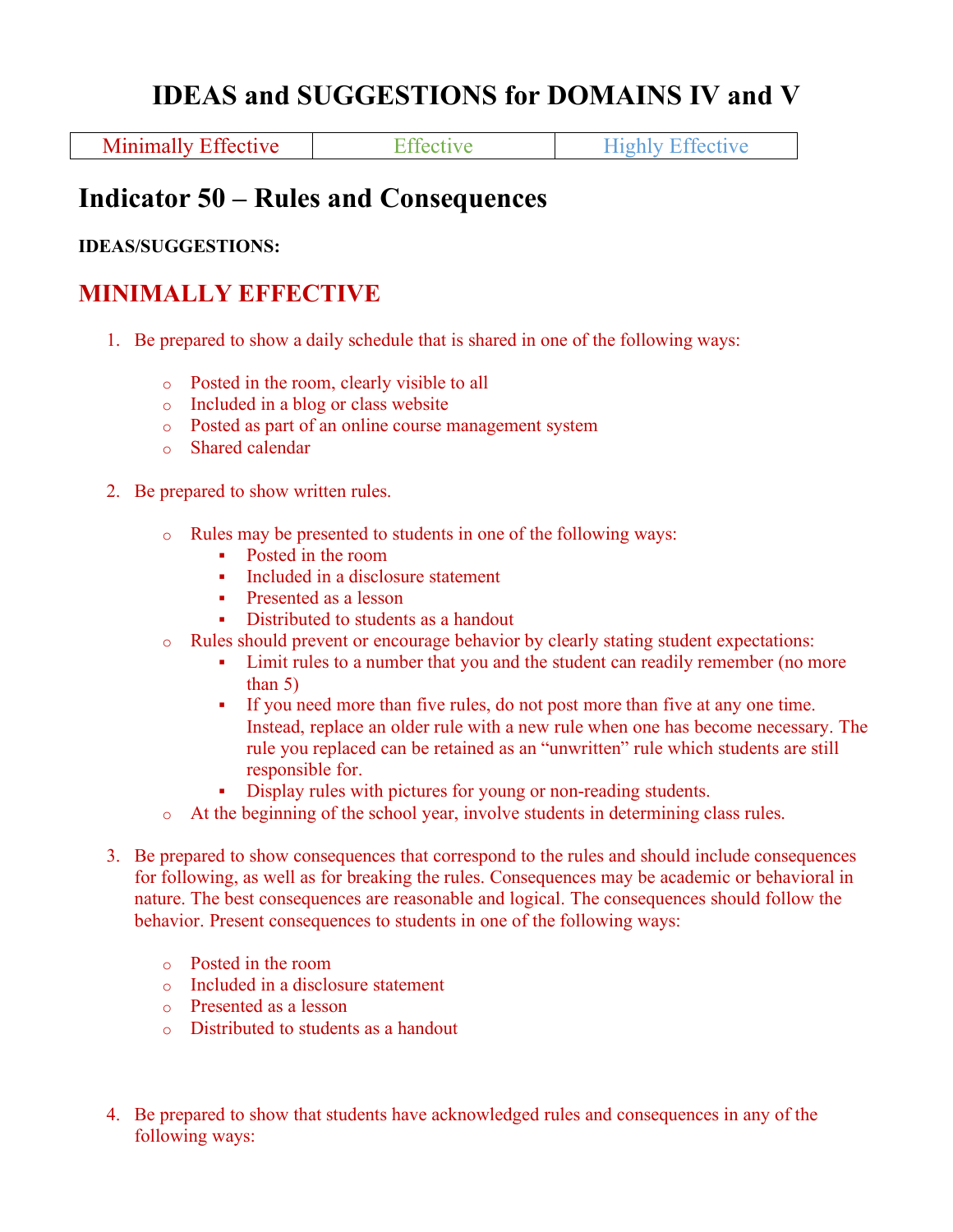# IDEAS and SUGGESTIONS for DOMAINS IV and V

| Minimally Effective | Effective | Highly Effective |
|---|---|---|

## Indicator 50 – Rules and Consequences

**IDEAS/SUGGESTIONS:**

## MINIMALLY EFFECTIVE

1. Be prepared to show a daily schedule that is shared in one of the following ways:

    - Posted in the room, clearly visible to all
    - Included in a blog or class website
    - Posted as part of an online course management system
    - Shared calendar

2. Be prepared to show written rules.

    - Rules may be presented to students in one of the following ways:
        - Posted in the room
        - Included in a disclosure statement
        - Presented as a lesson
        - Distributed to students as a handout
    - Rules should prevent or encourage behavior by clearly stating student expectations:
        - Limit rules to a number that you and the student can readily remember (no more than 5)
        - If you need more than five rules, do not post more than five at any one time. Instead, replace an older rule with a new rule when one has become necessary. The rule you replaced can be retained as an "unwritten" rule which students are still responsible for.
        - Display rules with pictures for young or non-reading students.
    - At the beginning of the school year, involve students in determining class rules.

3. Be prepared to show consequences that correspond to the rules and should include consequences for following, as well as for breaking the rules. Consequences may be academic or behavioral in nature. The best consequences are reasonable and logical. The consequences should follow the behavior. Present consequences to students in one of the following ways:

    - Posted in the room
    - Included in a disclosure statement
    - Presented as a lesson
    - Distributed to students as a handout

4. Be prepared to show that students have acknowledged rules and consequences in any of the following ways: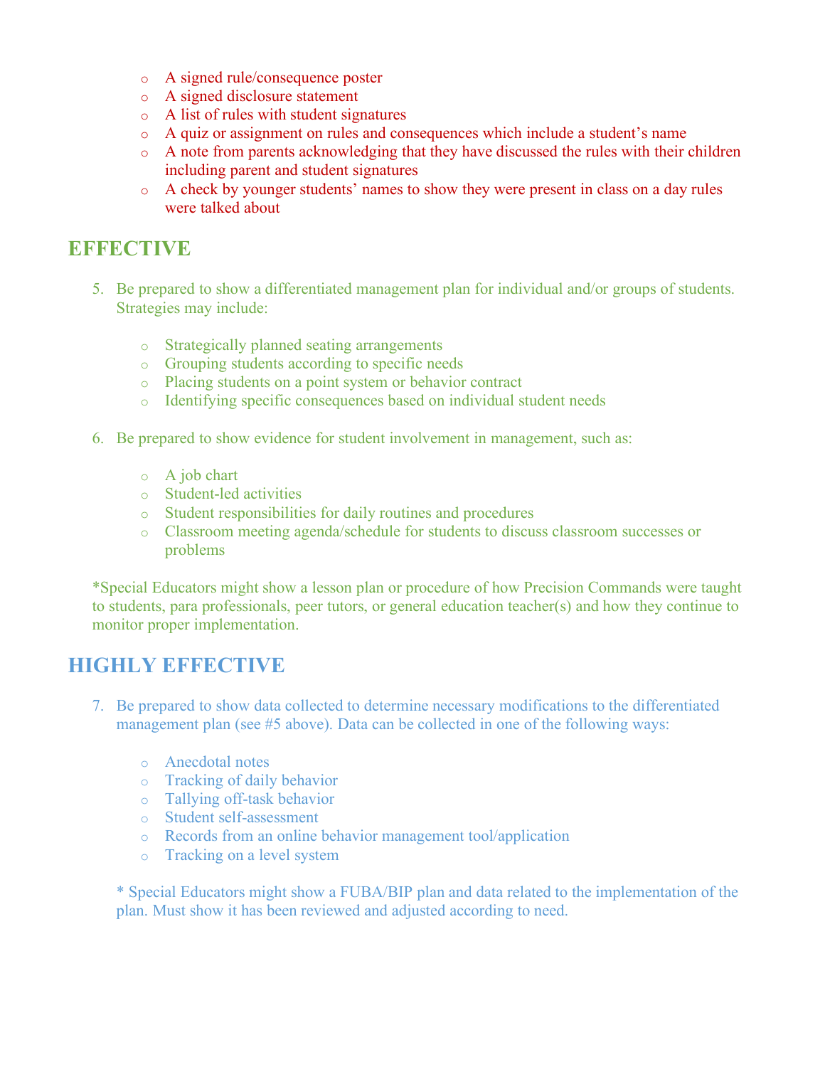- A signed rule/consequence poster
- A signed disclosure statement
- A list of rules with student signatures
- A quiz or assignment on rules and consequences which include a student's name
- A note from parents acknowledging that they have discussed the rules with their children including parent and student signatures
- A check by younger students' names to show they were present in class on a day rules were talked about

## EFFECTIVE

5. Be prepared to show a differentiated management plan for individual and/or groups of students. Strategies may include:

   - Strategically planned seating arrangements
   - Grouping students according to specific needs
   - Placing students on a point system or behavior contract
   - Identifying specific consequences based on individual student needs

6. Be prepared to show evidence for student involvement in management, such as:

   - A job chart
   - Student-led activities
   - Student responsibilities for daily routines and procedures
   - Classroom meeting agenda/schedule for students to discuss classroom successes or problems

*Special Educators might show a lesson plan or procedure of how Precision Commands were taught to students, para professionals, peer tutors, or general education teacher(s) and how they continue to monitor proper implementation.

## HIGHLY EFFECTIVE

7. Be prepared to show data collected to determine necessary modifications to the differentiated management plan (see #5 above). Data can be collected in one of the following ways:

   - Anecdotal notes
   - Tracking of daily behavior
   - Tallying off-task behavior
   - Student self-assessment
   - Records from an online behavior management tool/application
   - Tracking on a level system

   * Special Educators might show a FUBA/BIP plan and data related to the implementation of the plan. Must show it has been reviewed and adjusted according to need.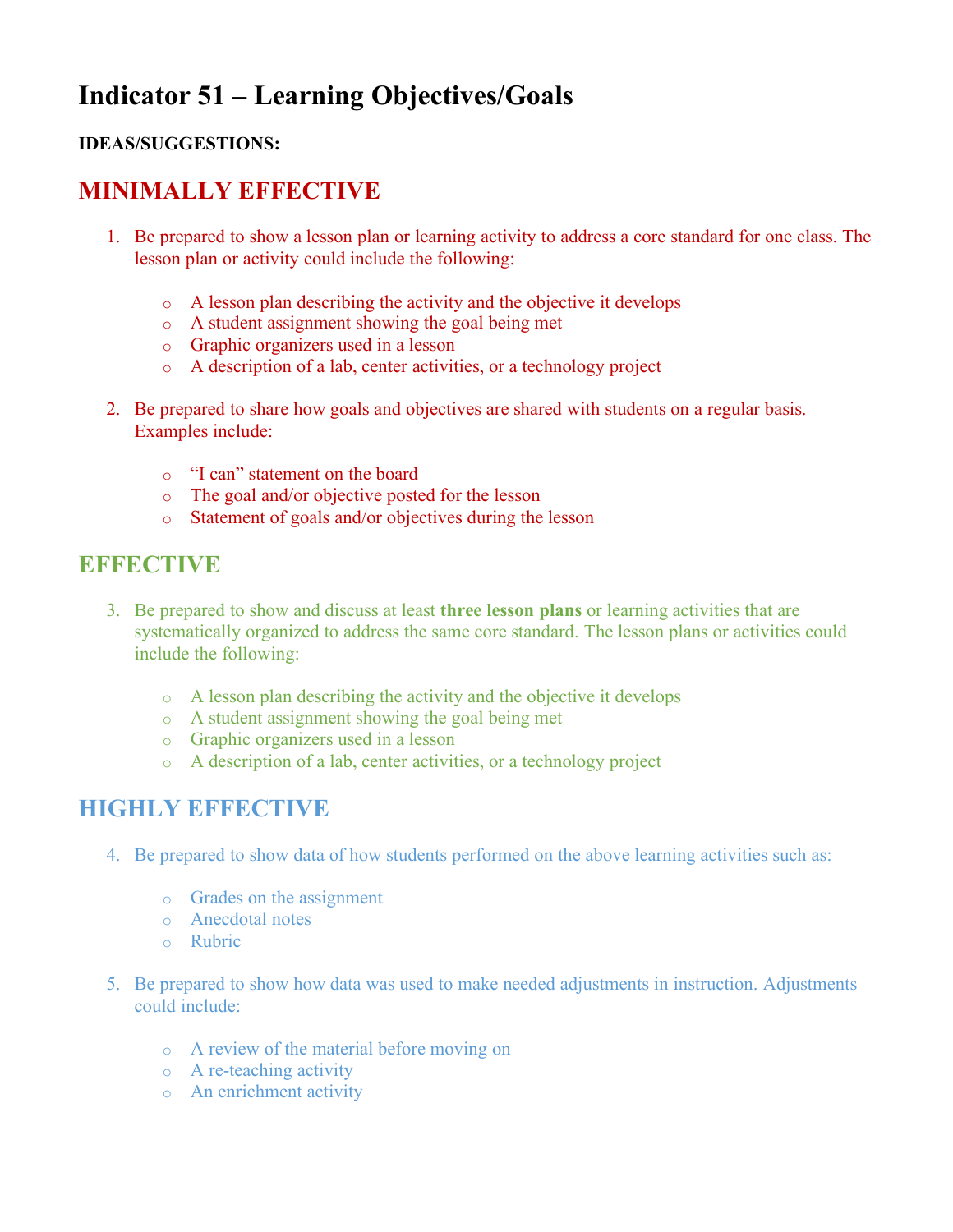# Indicator 51 – Learning Objectives/Goals

**IDEAS/SUGGESTIONS:**

## MINIMALLY EFFECTIVE

1. Be prepared to show a lesson plan or learning activity to address a core standard for one class. The lesson plan or activity could include the following:

    - A lesson plan describing the activity and the objective it develops
    - A student assignment showing the goal being met
    - Graphic organizers used in a lesson
    - A description of a lab, center activities, or a technology project

2. Be prepared to share how goals and objectives are shared with students on a regular basis. Examples include:

    - "I can" statement on the board
    - The goal and/or objective posted for the lesson
    - Statement of goals and/or objectives during the lesson

## EFFECTIVE

3. Be prepared to show and discuss at least **three lesson plans** or learning activities that are systematically organized to address the same core standard. The lesson plans or activities could include the following:

    - A lesson plan describing the activity and the objective it develops
    - A student assignment showing the goal being met
    - Graphic organizers used in a lesson
    - A description of a lab, center activities, or a technology project

## HIGHLY EFFECTIVE

4. Be prepared to show data of how students performed on the above learning activities such as:

    - Grades on the assignment
    - Anecdotal notes
    - Rubric

5. Be prepared to show how data was used to make needed adjustments in instruction. Adjustments could include:

    - A review of the material before moving on
    - A re-teaching activity
    - An enrichment activity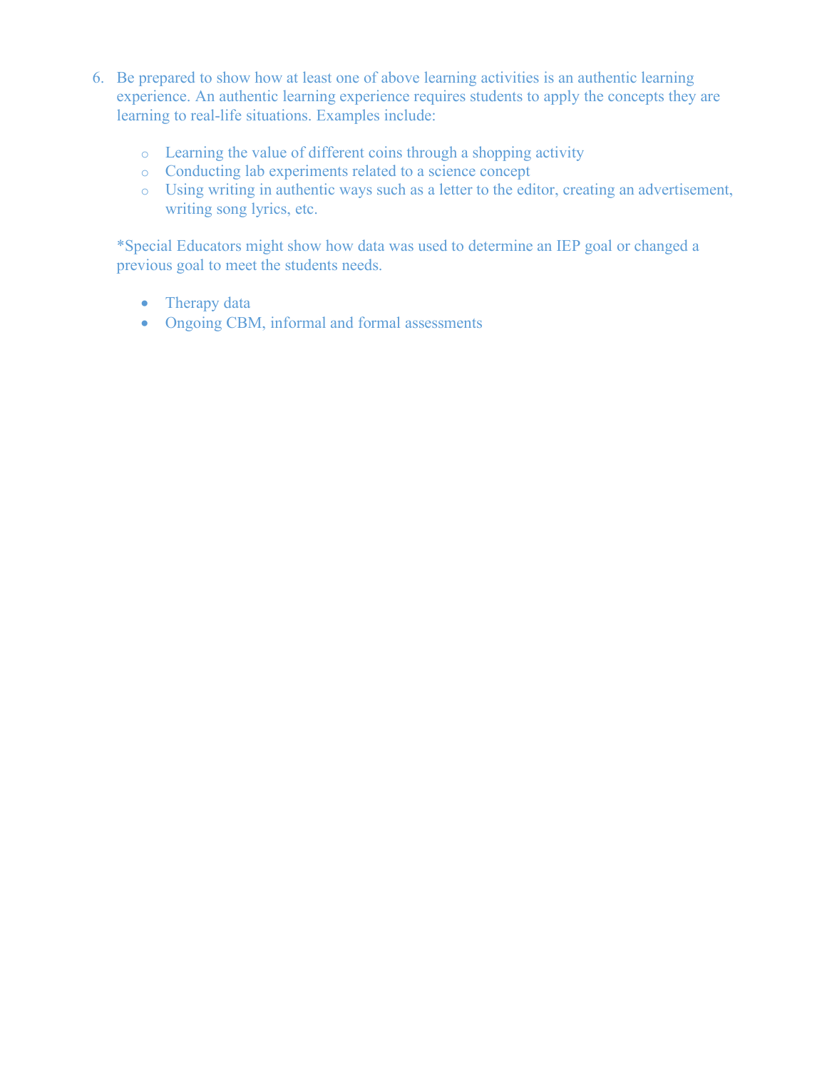6. Be prepared to show how at least one of above learning activities is an authentic learning experience. An authentic learning experience requires students to apply the concepts they are learning to real-life situations. Examples include:

    - Learning the value of different coins through a shopping activity
    - Conducting lab experiments related to a science concept
    - Using writing in authentic ways such as a letter to the editor, creating an advertisement, writing song lyrics, etc.

    *Special Educators might show how data was used to determine an IEP goal or changed a previous goal to meet the students needs.

    - Therapy data
    - Ongoing CBM, informal and formal assessments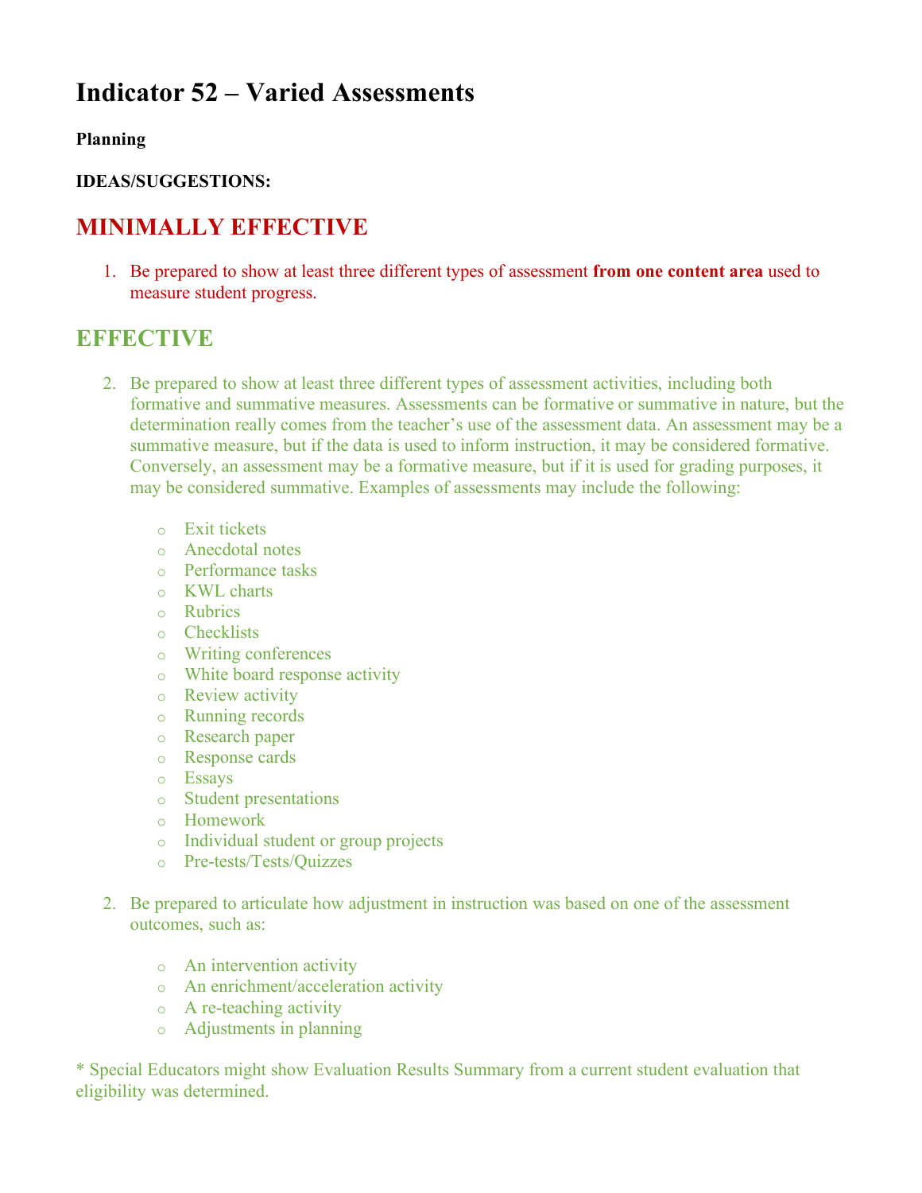# Indicator 52 – Varied Assessments

**Planning**

**IDEAS/SUGGESTIONS:**

## MINIMALLY EFFECTIVE

1. Be prepared to show at least three different types of assessment **from one content area** used to measure student progress.

## EFFECTIVE

2. Be prepared to show at least three different types of assessment activities, including both formative and summative measures. Assessments can be formative or summative in nature, but the determination really comes from the teacher's use of the assessment data. An assessment may be a summative measure, but if the data is used to inform instruction, it may be considered formative. Conversely, an assessment may be a formative measure, but if it is used for grading purposes, it may be considered summative. Examples of assessments may include the following:

   - Exit tickets
   - Anecdotal notes
   - Performance tasks
   - KWL charts
   - Rubrics
   - Checklists
   - Writing conferences
   - White board response activity
   - Review activity
   - Running records
   - Research paper
   - Response cards
   - Essays
   - Student presentations
   - Homework
   - Individual student or group projects
   - Pre-tests/Tests/Quizzes

2. Be prepared to articulate how adjustment in instruction was based on one of the assessment outcomes, such as:

   - An intervention activity
   - An enrichment/acceleration activity
   - A re-teaching activity
   - Adjustments in planning

* Special Educators might show Evaluation Results Summary from a current student evaluation that eligibility was determined.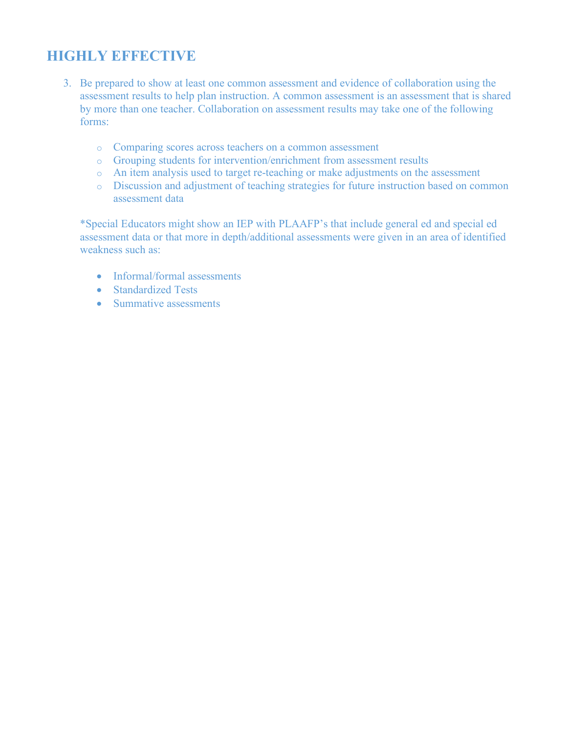## HIGHLY EFFECTIVE

3. Be prepared to show at least one common assessment and evidence of collaboration using the assessment results to help plan instruction. A common assessment is an assessment that is shared by more than one teacher. Collaboration on assessment results may take one of the following forms:

    - Comparing scores across teachers on a common assessment
    - Grouping students for intervention/enrichment from assessment results
    - An item analysis used to target re-teaching or make adjustments on the assessment
    - Discussion and adjustment of teaching strategies for future instruction based on common assessment data

    *Special Educators might show an IEP with PLAAFP's that include general ed and special ed assessment data or that more in depth/additional assessments were given in an area of identified weakness such as:

    - Informal/formal assessments
    - Standardized Tests
    - Summative assessments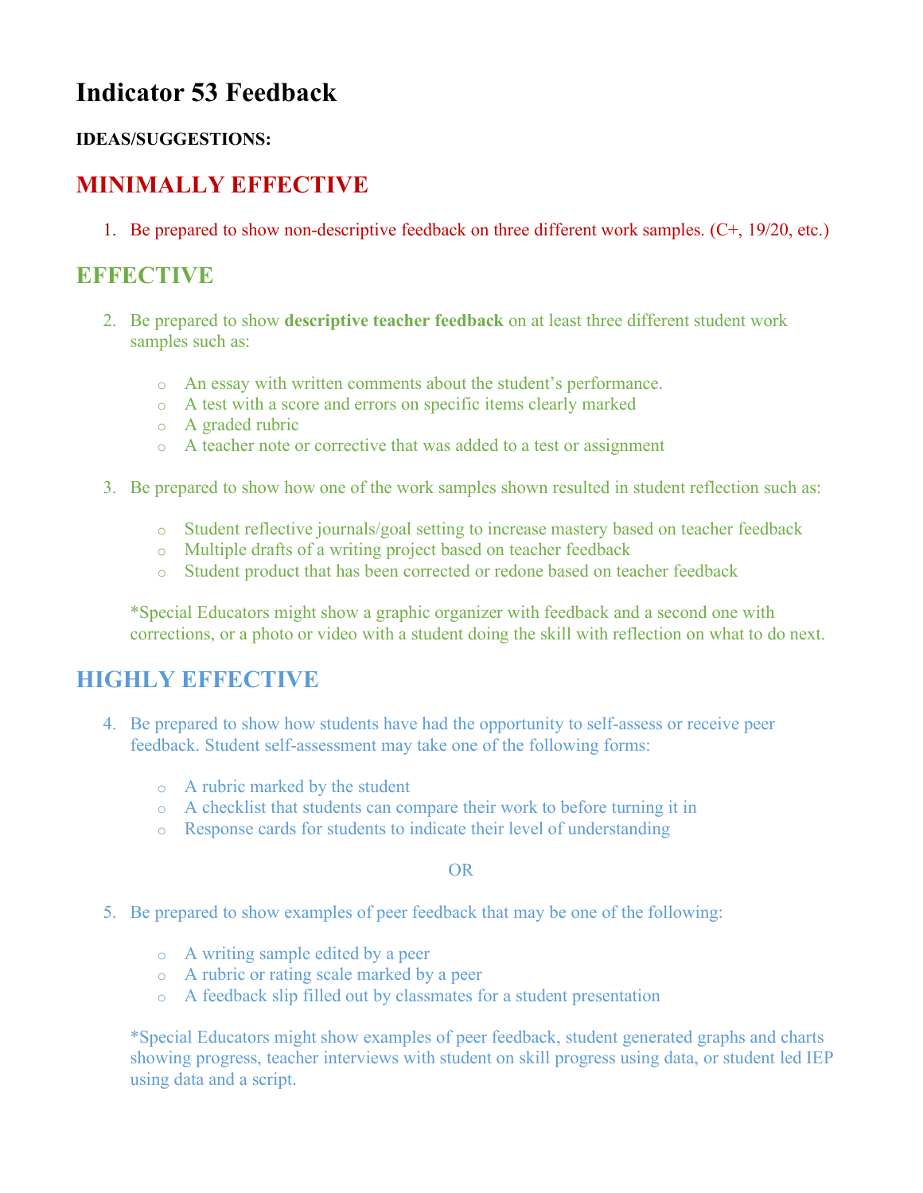# Indicator 53 Feedback

**IDEAS/SUGGESTIONS:**

## MINIMALLY EFFECTIVE

1. Be prepared to show non-descriptive feedback on three different work samples. (C+, 19/20, etc.)

## EFFECTIVE

2. Be prepared to show **descriptive teacher feedback** on at least three different student work samples such as:
   - An essay with written comments about the student's performance.
   - A test with a score and errors on specific items clearly marked
   - A graded rubric
   - A teacher note or corrective that was added to a test or assignment

3. Be prepared to show how one of the work samples shown resulted in student reflection such as:
   - Student reflective journals/goal setting to increase mastery based on teacher feedback
   - Multiple drafts of a writing project based on teacher feedback
   - Student product that has been corrected or redone based on teacher feedback

   *Special Educators might show a graphic organizer with feedback and a second one with corrections, or a photo or video with a student doing the skill with reflection on what to do next.

## HIGHLY EFFECTIVE

4. Be prepared to show how students have had the opportunity to self-assess or receive peer feedback. Student self-assessment may take one of the following forms:
   - A rubric marked by the student
   - A checklist that students can compare their work to before turning it in
   - Response cards for students to indicate their level of understanding

OR

5. Be prepared to show examples of peer feedback that may be one of the following:
   - A writing sample edited by a peer
   - A rubric or rating scale marked by a peer
   - A feedback slip filled out by classmates for a student presentation

   *Special Educators might show examples of peer feedback, student generated graphs and charts showing progress, teacher interviews with student on skill progress using data, or student led IEP using data and a script.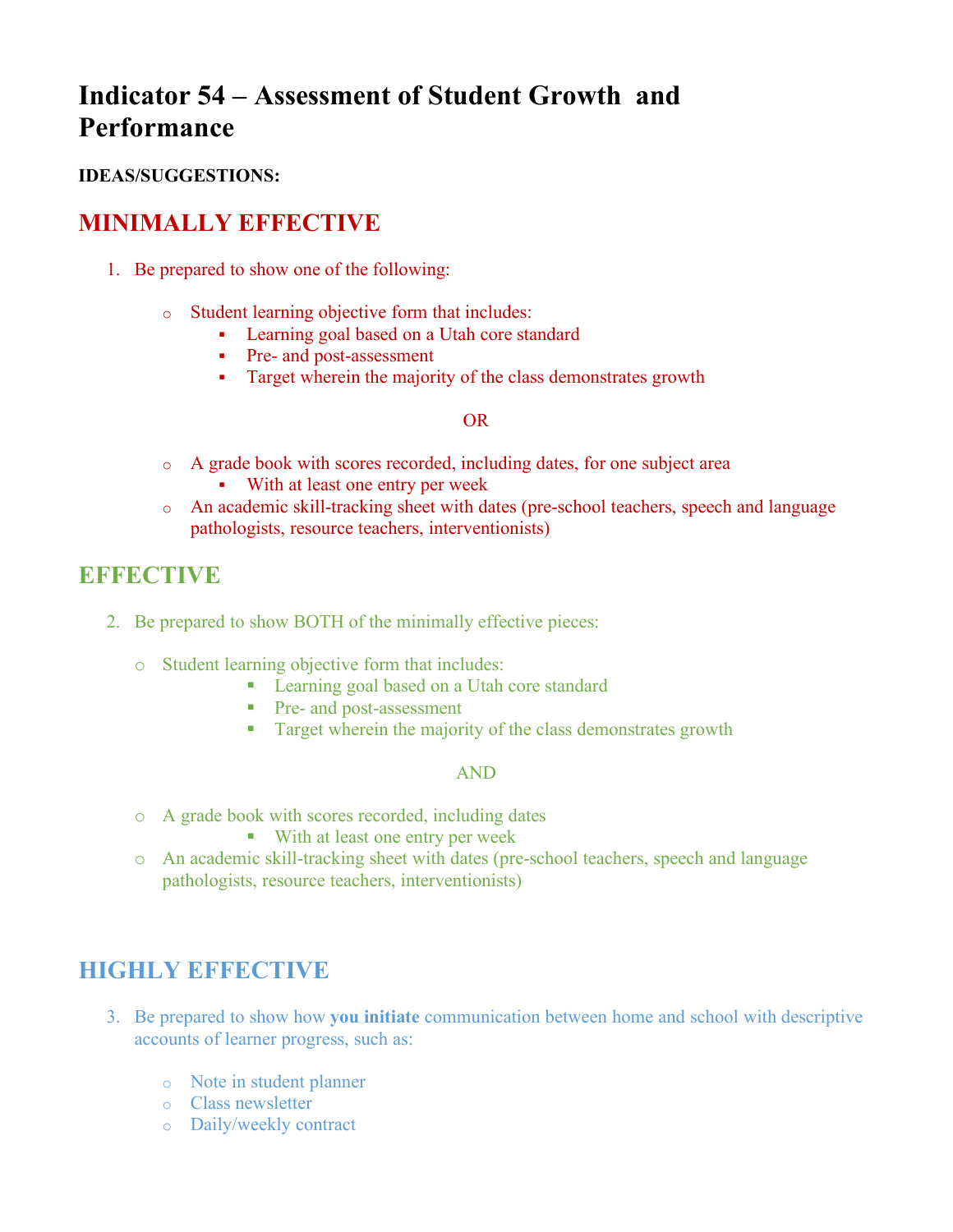# Indicator 54 – Assessment of Student Growth and Performance

**IDEAS/SUGGESTIONS:**

## MINIMALLY EFFECTIVE

1. Be prepared to show one of the following:

   - Student learning objective form that includes:
     - Learning goal based on a Utah core standard
     - Pre- and post-assessment
     - Target wherein the majority of the class demonstrates growth

   OR

   - A grade book with scores recorded, including dates, for one subject area
     - With at least one entry per week
   - An academic skill-tracking sheet with dates (pre-school teachers, speech and language pathologists, resource teachers, interventionists)

## EFFECTIVE

2. Be prepared to show BOTH of the minimally effective pieces:

   - Student learning objective form that includes:
     - Learning goal based on a Utah core standard
     - Pre- and post-assessment
     - Target wherein the majority of the class demonstrates growth

   AND

   - A grade book with scores recorded, including dates
     - With at least one entry per week
   - An academic skill-tracking sheet with dates (pre-school teachers, speech and language pathologists, resource teachers, interventionists)

## HIGHLY EFFECTIVE

3. Be prepared to show how **you initiate** communication between home and school with descriptive accounts of learner progress, such as:

   - Note in student planner
   - Class newsletter
   - Daily/weekly contract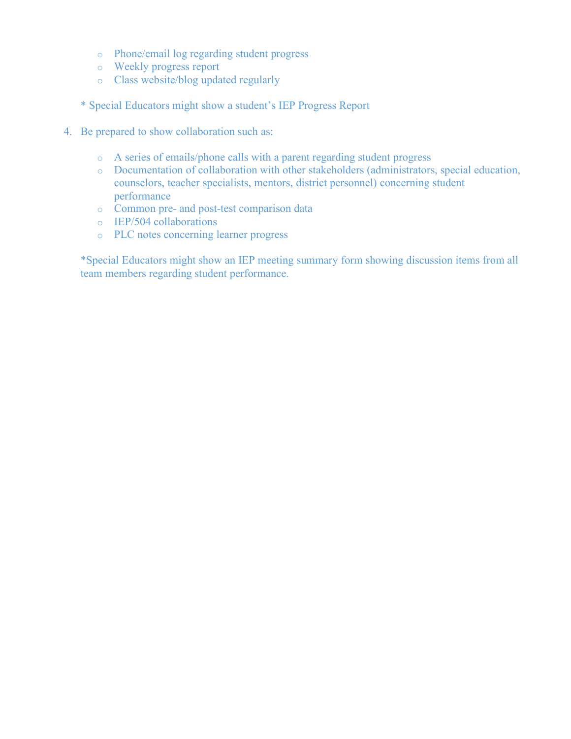- Phone/email log regarding student progress
- Weekly progress report
- Class website/blog updated regularly

\* Special Educators might show a student's IEP Progress Report

4. Be prepared to show collaboration such as:

   - A series of emails/phone calls with a parent regarding student progress
   - Documentation of collaboration with other stakeholders (administrators, special education, counselors, teacher specialists, mentors, district personnel) concerning student performance
   - Common pre- and post-test comparison data
   - IEP/504 collaborations
   - PLC notes concerning learner progress

   *Special Educators might show an IEP meeting summary form showing discussion items from all team members regarding student performance.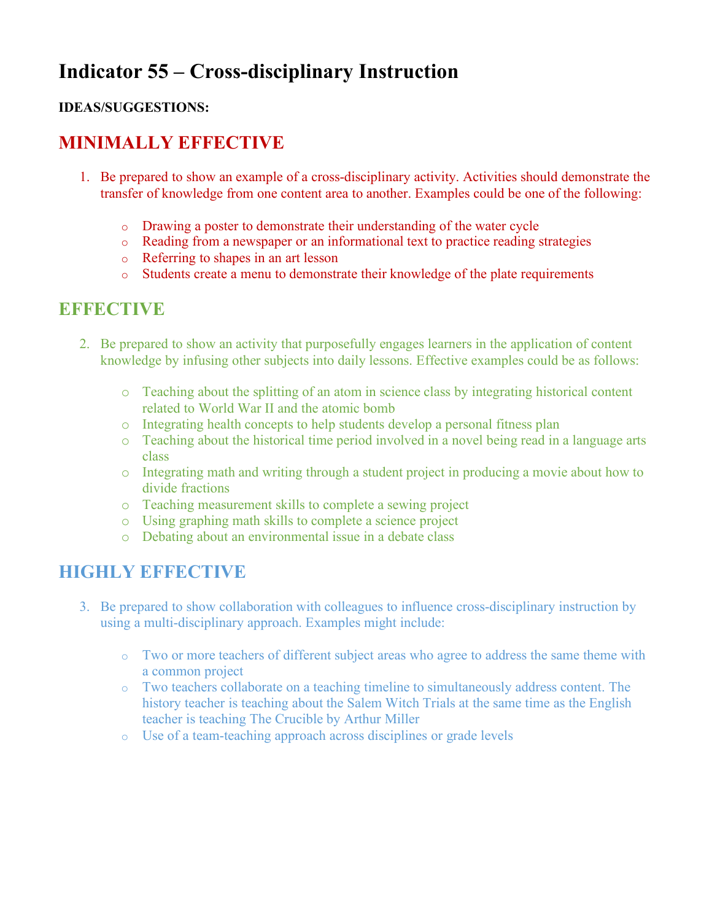# Indicator 55 – Cross-disciplinary Instruction

**IDEAS/SUGGESTIONS:**

## MINIMALLY EFFECTIVE

1. Be prepared to show an example of a cross-disciplinary activity. Activities should demonstrate the transfer of knowledge from one content area to another. Examples could be one of the following:

    - Drawing a poster to demonstrate their understanding of the water cycle
    - Reading from a newspaper or an informational text to practice reading strategies
    - Referring to shapes in an art lesson
    - Students create a menu to demonstrate their knowledge of the plate requirements

## EFFECTIVE

2. Be prepared to show an activity that purposefully engages learners in the application of content knowledge by infusing other subjects into daily lessons. Effective examples could be as follows:

    - Teaching about the splitting of an atom in science class by integrating historical content related to World War II and the atomic bomb
    - Integrating health concepts to help students develop a personal fitness plan
    - Teaching about the historical time period involved in a novel being read in a language arts class
    - Integrating math and writing through a student project in producing a movie about how to divide fractions
    - Teaching measurement skills to complete a sewing project
    - Using graphing math skills to complete a science project
    - Debating about an environmental issue in a debate class

## HIGHLY EFFECTIVE

3. Be prepared to show collaboration with colleagues to influence cross-disciplinary instruction by using a multi-disciplinary approach. Examples might include:

    - Two or more teachers of different subject areas who agree to address the same theme with a common project
    - Two teachers collaborate on a teaching timeline to simultaneously address content. The history teacher is teaching about the Salem Witch Trials at the same time as the English teacher is teaching The Crucible by Arthur Miller
    - Use of a team-teaching approach across disciplines or grade levels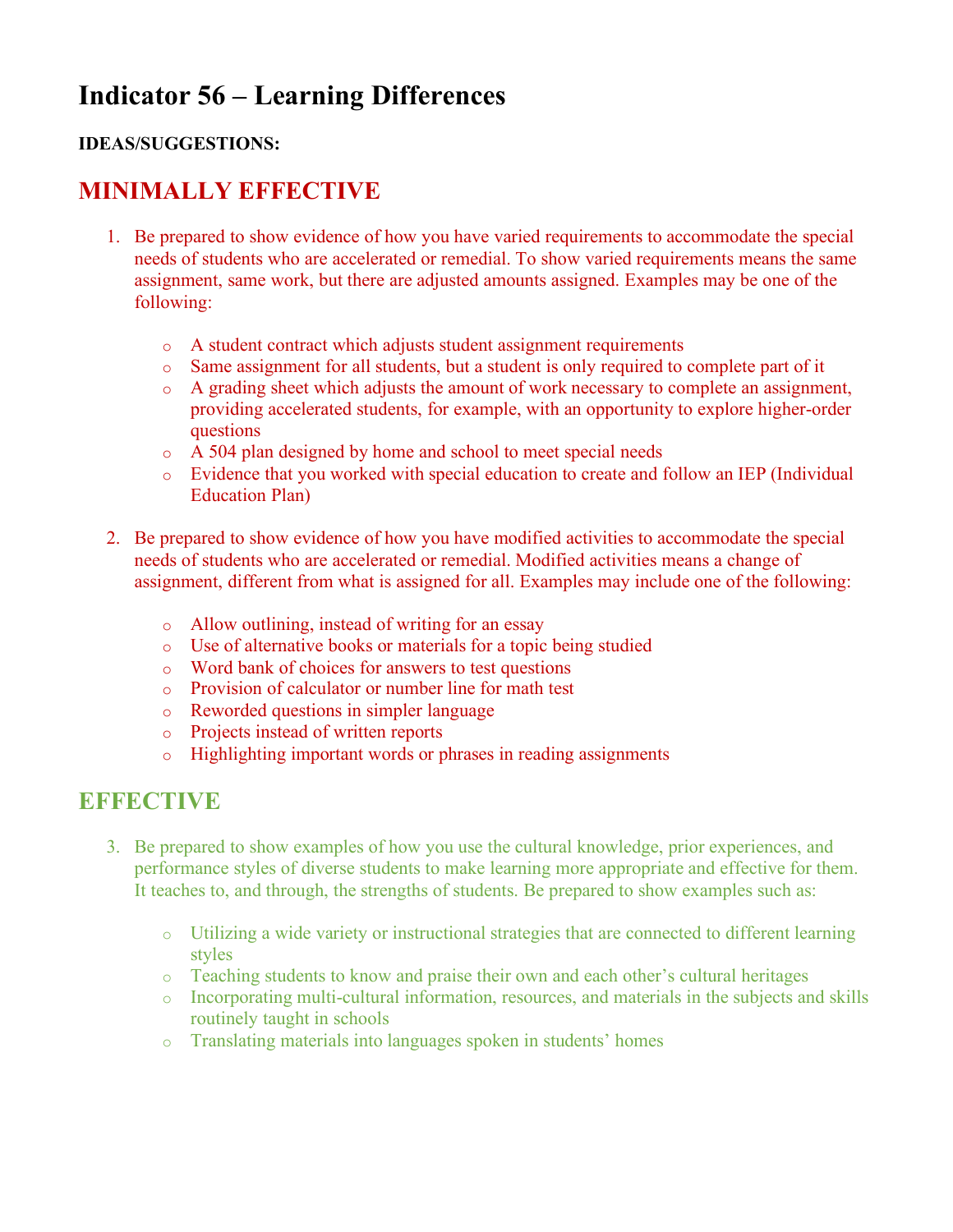# Indicator 56 – Learning Differences

**IDEAS/SUGGESTIONS:**

## MINIMALLY EFFECTIVE

1. Be prepared to show evidence of how you have varied requirements to accommodate the special needs of students who are accelerated or remedial. To show varied requirements means the same assignment, same work, but there are adjusted amounts assigned. Examples may be one of the following:

   - A student contract which adjusts student assignment requirements
   - Same assignment for all students, but a student is only required to complete part of it
   - A grading sheet which adjusts the amount of work necessary to complete an assignment, providing accelerated students, for example, with an opportunity to explore higher-order questions
   - A 504 plan designed by home and school to meet special needs
   - Evidence that you worked with special education to create and follow an IEP (Individual Education Plan)

2. Be prepared to show evidence of how you have modified activities to accommodate the special needs of students who are accelerated or remedial. Modified activities means a change of assignment, different from what is assigned for all. Examples may include one of the following:

   - Allow outlining, instead of writing for an essay
   - Use of alternative books or materials for a topic being studied
   - Word bank of choices for answers to test questions
   - Provision of calculator or number line for math test
   - Reworded questions in simpler language
   - Projects instead of written reports
   - Highlighting important words or phrases in reading assignments

## EFFECTIVE

3. Be prepared to show examples of how you use the cultural knowledge, prior experiences, and performance styles of diverse students to make learning more appropriate and effective for them. It teaches to, and through, the strengths of students. Be prepared to show examples such as:

   - Utilizing a wide variety or instructional strategies that are connected to different learning styles
   - Teaching students to know and praise their own and each other's cultural heritages
   - Incorporating multi-cultural information, resources, and materials in the subjects and skills routinely taught in schools
   - Translating materials into languages spoken in students' homes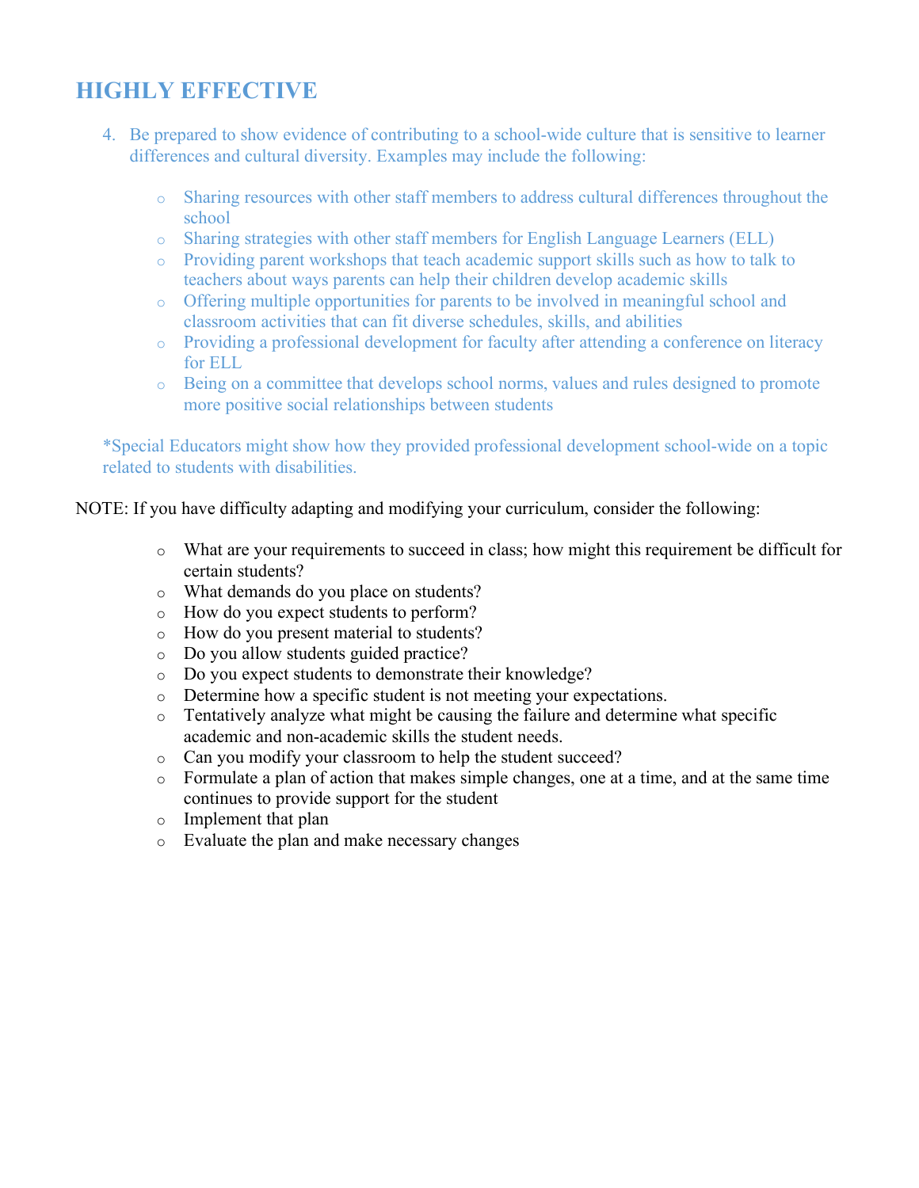## HIGHLY EFFECTIVE

4. Be prepared to show evidence of contributing to a school-wide culture that is sensitive to learner differences and cultural diversity. Examples may include the following:

   - Sharing resources with other staff members to address cultural differences throughout the school
   - Sharing strategies with other staff members for English Language Learners (ELL)
   - Providing parent workshops that teach academic support skills such as how to talk to teachers about ways parents can help their children develop academic skills
   - Offering multiple opportunities for parents to be involved in meaningful school and classroom activities that can fit diverse schedules, skills, and abilities
   - Providing a professional development for faculty after attending a conference on literacy for ELL
   - Being on a committee that develops school norms, values and rules designed to promote more positive social relationships between students

*Special Educators might show how they provided professional development school-wide on a topic related to students with disabilities.

NOTE: If you have difficulty adapting and modifying your curriculum, consider the following:

- What are your requirements to succeed in class; how might this requirement be difficult for certain students?
- What demands do you place on students?
- How do you expect students to perform?
- How do you present material to students?
- Do you allow students guided practice?
- Do you expect students to demonstrate their knowledge?
- Determine how a specific student is not meeting your expectations.
- Tentatively analyze what might be causing the failure and determine what specific academic and non-academic skills the student needs.
- Can you modify your classroom to help the student succeed?
- Formulate a plan of action that makes simple changes, one at a time, and at the same time continues to provide support for the student
- Implement that plan
- Evaluate the plan and make necessary changes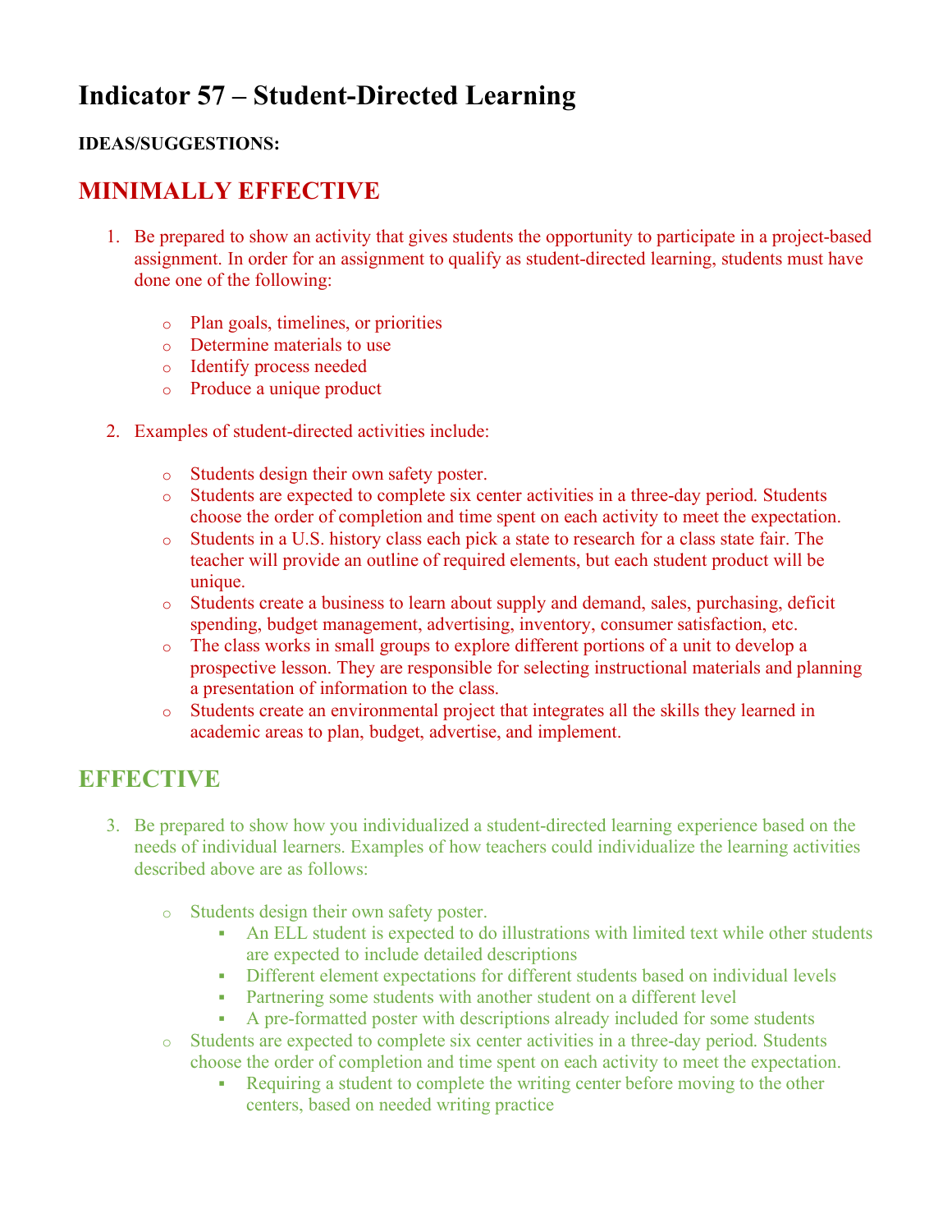# Indicator 57 – Student-Directed Learning

**IDEAS/SUGGESTIONS:**

## MINIMALLY EFFECTIVE

1. Be prepared to show an activity that gives students the opportunity to participate in a project-based assignment. In order for an assignment to qualify as student-directed learning, students must have done one of the following:

    - Plan goals, timelines, or priorities
    - Determine materials to use
    - Identify process needed
    - Produce a unique product

2. Examples of student-directed activities include:

    - Students design their own safety poster.
    - Students are expected to complete six center activities in a three-day period. Students choose the order of completion and time spent on each activity to meet the expectation.
    - Students in a U.S. history class each pick a state to research for a class state fair. The teacher will provide an outline of required elements, but each student product will be unique.
    - Students create a business to learn about supply and demand, sales, purchasing, deficit spending, budget management, advertising, inventory, consumer satisfaction, etc.
    - The class works in small groups to explore different portions of a unit to develop a prospective lesson. They are responsible for selecting instructional materials and planning a presentation of information to the class.
    - Students create an environmental project that integrates all the skills they learned in academic areas to plan, budget, advertise, and implement.

## EFFECTIVE

3. Be prepared to show how you individualized a student-directed learning experience based on the needs of individual learners. Examples of how teachers could individualize the learning activities described above are as follows:

    - Students design their own safety poster.
        - An ELL student is expected to do illustrations with limited text while other students are expected to include detailed descriptions
        - Different element expectations for different students based on individual levels
        - Partnering some students with another student on a different level
        - A pre-formatted poster with descriptions already included for some students
    - Students are expected to complete six center activities in a three-day period. Students choose the order of completion and time spent on each activity to meet the expectation.
        - Requiring a student to complete the writing center before moving to the other centers, based on needed writing practice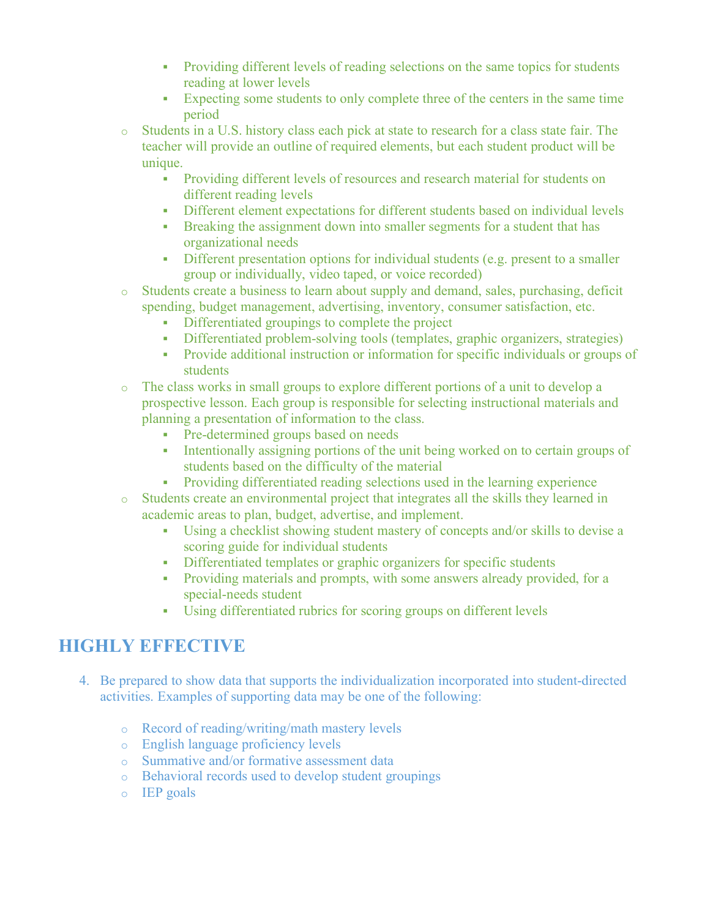- Providing different levels of reading selections on the same topics for students reading at lower levels
        - Expecting some students to only complete three of the centers in the same time period
    - Students in a U.S. history class each pick at state to research for a class state fair. The teacher will provide an outline of required elements, but each student product will be unique.
        - Providing different levels of resources and research material for students on different reading levels
        - Different element expectations for different students based on individual levels
        - Breaking the assignment down into smaller segments for a student that has organizational needs
        - Different presentation options for individual students (e.g. present to a smaller group or individually, video taped, or voice recorded)
    - Students create a business to learn about supply and demand, sales, purchasing, deficit spending, budget management, advertising, inventory, consumer satisfaction, etc.
        - Differentiated groupings to complete the project
        - Differentiated problem-solving tools (templates, graphic organizers, strategies)
        - Provide additional instruction or information for specific individuals or groups of students
    - The class works in small groups to explore different portions of a unit to develop a prospective lesson. Each group is responsible for selecting instructional materials and planning a presentation of information to the class.
        - Pre-determined groups based on needs
        - Intentionally assigning portions of the unit being worked on to certain groups of students based on the difficulty of the material
        - Providing differentiated reading selections used in the learning experience
    - Students create an environmental project that integrates all the skills they learned in academic areas to plan, budget, advertise, and implement.
        - Using a checklist showing student mastery of concepts and/or skills to devise a scoring guide for individual students
        - Differentiated templates or graphic organizers for specific students
        - Providing materials and prompts, with some answers already provided, for a special-needs student
        - Using differentiated rubrics for scoring groups on different levels

## HIGHLY EFFECTIVE

4. Be prepared to show data that supports the individualization incorporated into student-directed activities. Examples of supporting data may be one of the following:

    - Record of reading/writing/math mastery levels
    - English language proficiency levels
    - Summative and/or formative assessment data
    - Behavioral records used to develop student groupings
    - IEP goals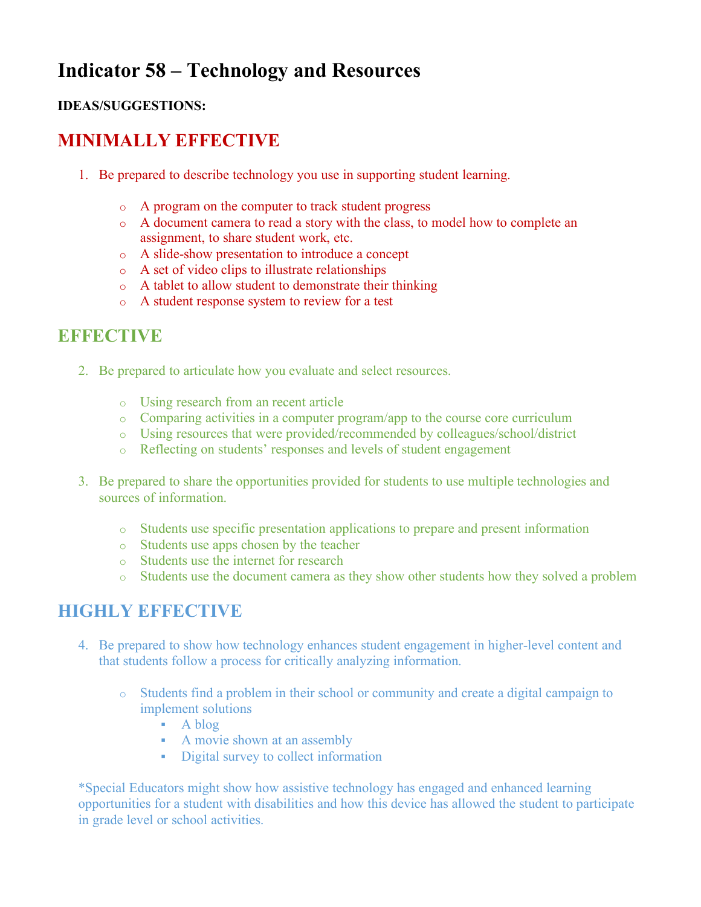# Indicator 58 – Technology and Resources

**IDEAS/SUGGESTIONS:**

## MINIMALLY EFFECTIVE

1. Be prepared to describe technology you use in supporting student learning.

   - A program on the computer to track student progress
   - A document camera to read a story with the class, to model how to complete an assignment, to share student work, etc.
   - A slide-show presentation to introduce a concept
   - A set of video clips to illustrate relationships
   - A tablet to allow student to demonstrate their thinking
   - A student response system to review for a test

## EFFECTIVE

2. Be prepared to articulate how you evaluate and select resources.

   - Using research from an recent article
   - Comparing activities in a computer program/app to the course core curriculum
   - Using resources that were provided/recommended by colleagues/school/district
   - Reflecting on students' responses and levels of student engagement

3. Be prepared to share the opportunities provided for students to use multiple technologies and sources of information.

   - Students use specific presentation applications to prepare and present information
   - Students use apps chosen by the teacher
   - Students use the internet for research
   - Students use the document camera as they show other students how they solved a problem

## HIGHLY EFFECTIVE

4. Be prepared to show how technology enhances student engagement in higher-level content and that students follow a process for critically analyzing information.

   - Students find a problem in their school or community and create a digital campaign to implement solutions
     - A blog
     - A movie shown at an assembly
     - Digital survey to collect information

*Special Educators might show how assistive technology has engaged and enhanced learning opportunities for a student with disabilities and how this device has allowed the student to participate in grade level or school activities.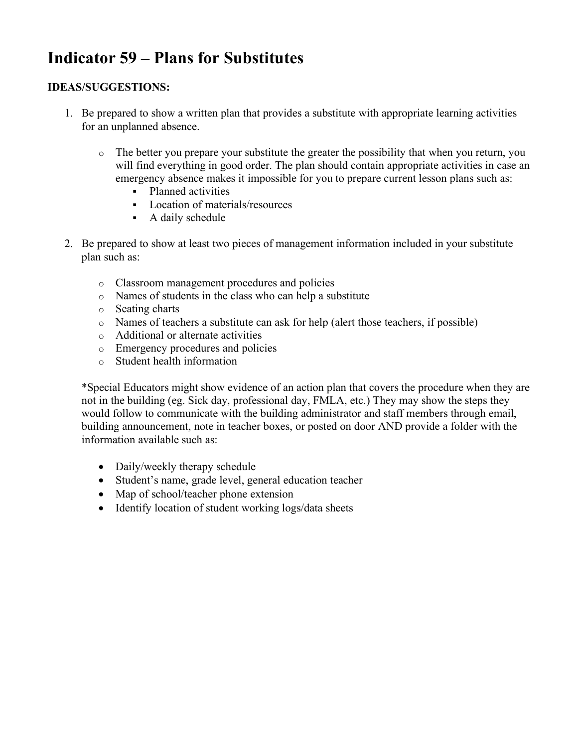# Indicator 59 – Plans for Substitutes

**IDEAS/SUGGESTIONS:**

1. Be prepared to show a written plan that provides a substitute with appropriate learning activities for an unplanned absence.

    - The better you prepare your substitute the greater the possibility that when you return, you will find everything in good order. The plan should contain appropriate activities in case an emergency absence makes it impossible for you to prepare current lesson plans such as:
        - Planned activities
        - Location of materials/resources
        - A daily schedule

2. Be prepared to show at least two pieces of management information included in your substitute plan such as:

    - Classroom management procedures and policies
    - Names of students in the class who can help a substitute
    - Seating charts
    - Names of teachers a substitute can ask for help (alert those teachers, if possible)
    - Additional or alternate activities
    - Emergency procedures and policies
    - Student health information

    *Special Educators might show evidence of an action plan that covers the procedure when they are not in the building (eg. Sick day, professional day, FMLA, etc.) They may show the steps they would follow to communicate with the building administrator and staff members through email, building announcement, note in teacher boxes, or posted on door AND provide a folder with the information available such as:

    - Daily/weekly therapy schedule
    - Student's name, grade level, general education teacher
    - Map of school/teacher phone extension
    - Identify location of student working logs/data sheets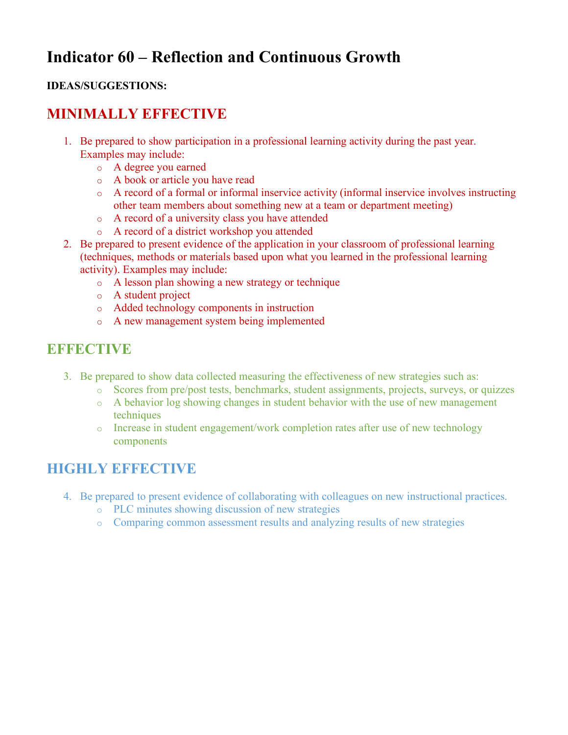# Indicator 60 – Reflection and Continuous Growth

**IDEAS/SUGGESTIONS:**

## MINIMALLY EFFECTIVE

1. Be prepared to show participation in a professional learning activity during the past year. Examples may include:
   - A degree you earned
   - A book or article you have read
   - A record of a formal or informal inservice activity (informal inservice involves instructing other team members about something new at a team or department meeting)
   - A record of a university class you have attended
   - A record of a district workshop you attended
2. Be prepared to present evidence of the application in your classroom of professional learning (techniques, methods or materials based upon what you learned in the professional learning activity). Examples may include:
   - A lesson plan showing a new strategy or technique
   - A student project
   - Added technology components in instruction
   - A new management system being implemented

## EFFECTIVE

3. Be prepared to show data collected measuring the effectiveness of new strategies such as:
   - Scores from pre/post tests, benchmarks, student assignments, projects, surveys, or quizzes
   - A behavior log showing changes in student behavior with the use of new management techniques
   - Increase in student engagement/work completion rates after use of new technology components

## HIGHLY EFFECTIVE

4. Be prepared to present evidence of collaborating with colleagues on new instructional practices.
   - PLC minutes showing discussion of new strategies
   - Comparing common assessment results and analyzing results of new strategies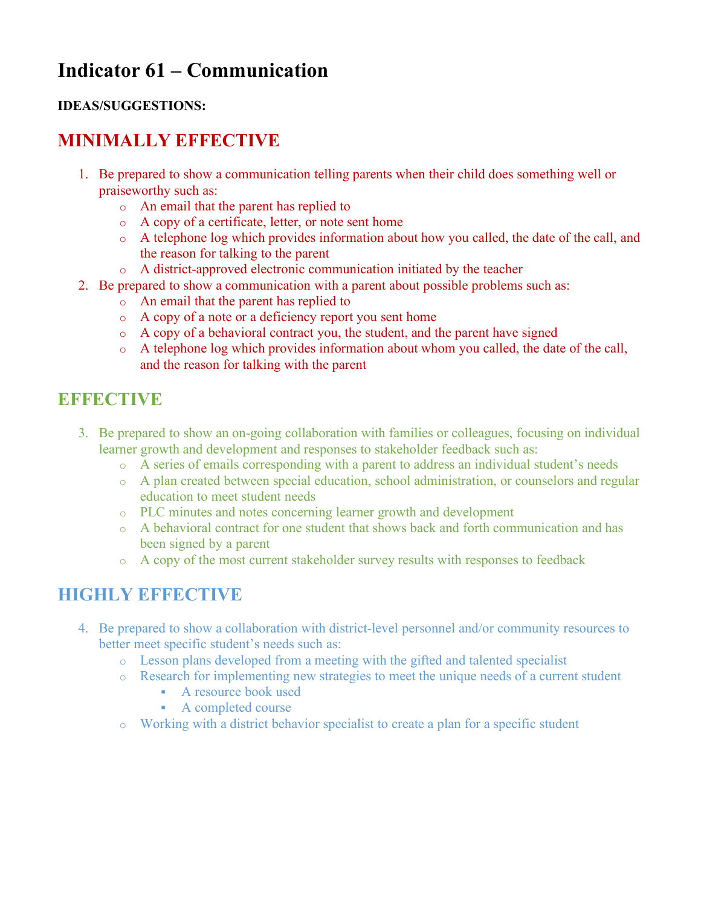# Indicator 61 – Communication

**IDEAS/SUGGESTIONS:**

## MINIMALLY EFFECTIVE

1. Be prepared to show a communication telling parents when their child does something well or praiseworthy such as:
   - An email that the parent has replied to
   - A copy of a certificate, letter, or note sent home
   - A telephone log which provides information about how you called, the date of the call, and the reason for talking to the parent
   - A district-approved electronic communication initiated by the teacher
2. Be prepared to show a communication with a parent about possible problems such as:
   - An email that the parent has replied to
   - A copy of a note or a deficiency report you sent home
   - A copy of a behavioral contract you, the student, and the parent have signed
   - A telephone log which provides information about whom you called, the date of the call, and the reason for talking with the parent

## EFFECTIVE

3. Be prepared to show an on-going collaboration with families or colleagues, focusing on individual learner growth and development and responses to stakeholder feedback such as:
   - A series of emails corresponding with a parent to address an individual student's needs
   - A plan created between special education, school administration, or counselors and regular education to meet student needs
   - PLC minutes and notes concerning learner growth and development
   - A behavioral contract for one student that shows back and forth communication and has been signed by a parent
   - A copy of the most current stakeholder survey results with responses to feedback

## HIGHLY EFFECTIVE

4. Be prepared to show a collaboration with district-level personnel and/or community resources to better meet specific student's needs such as:
   - Lesson plans developed from a meeting with the gifted and talented specialist
   - Research for implementing new strategies to meet the unique needs of a current student
     - A resource book used
     - A completed course
   - Working with a district behavior specialist to create a plan for a specific student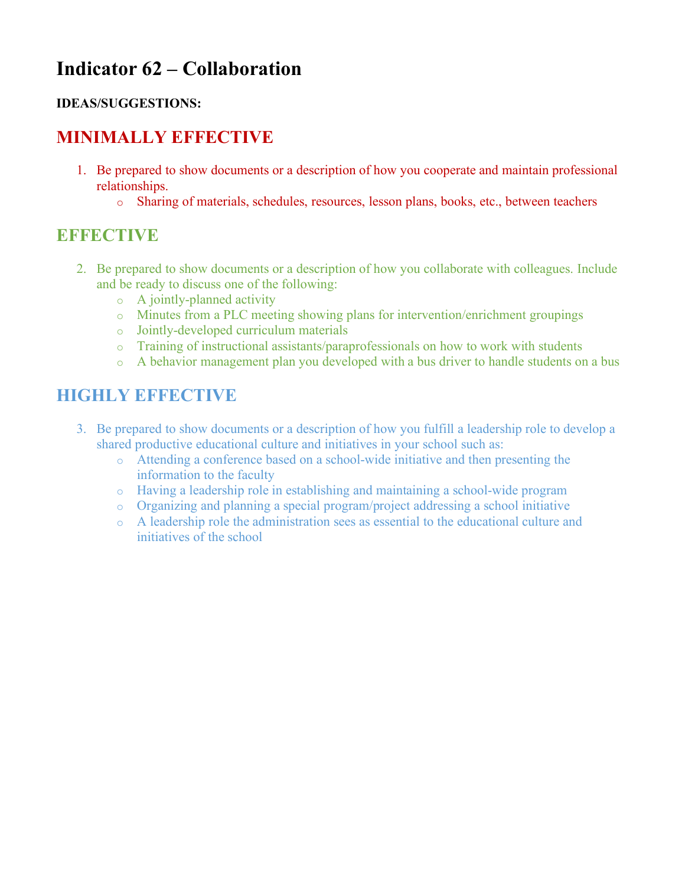# Indicator 62 – Collaboration

**IDEAS/SUGGESTIONS:**

## MINIMALLY EFFECTIVE

1. Be prepared to show documents or a description of how you cooperate and maintain professional relationships.
   - Sharing of materials, schedules, resources, lesson plans, books, etc., between teachers

## EFFECTIVE

2. Be prepared to show documents or a description of how you collaborate with colleagues. Include and be ready to discuss one of the following:
   - A jointly-planned activity
   - Minutes from a PLC meeting showing plans for intervention/enrichment groupings
   - Jointly-developed curriculum materials
   - Training of instructional assistants/paraprofessionals on how to work with students
   - A behavior management plan you developed with a bus driver to handle students on a bus

## HIGHLY EFFECTIVE

3. Be prepared to show documents or a description of how you fulfill a leadership role to develop a shared productive educational culture and initiatives in your school such as:
   - Attending a conference based on a school-wide initiative and then presenting the information to the faculty
   - Having a leadership role in establishing and maintaining a school-wide program
   - Organizing and planning a special program/project addressing a school initiative
   - A leadership role the administration sees as essential to the educational culture and initiatives of the school